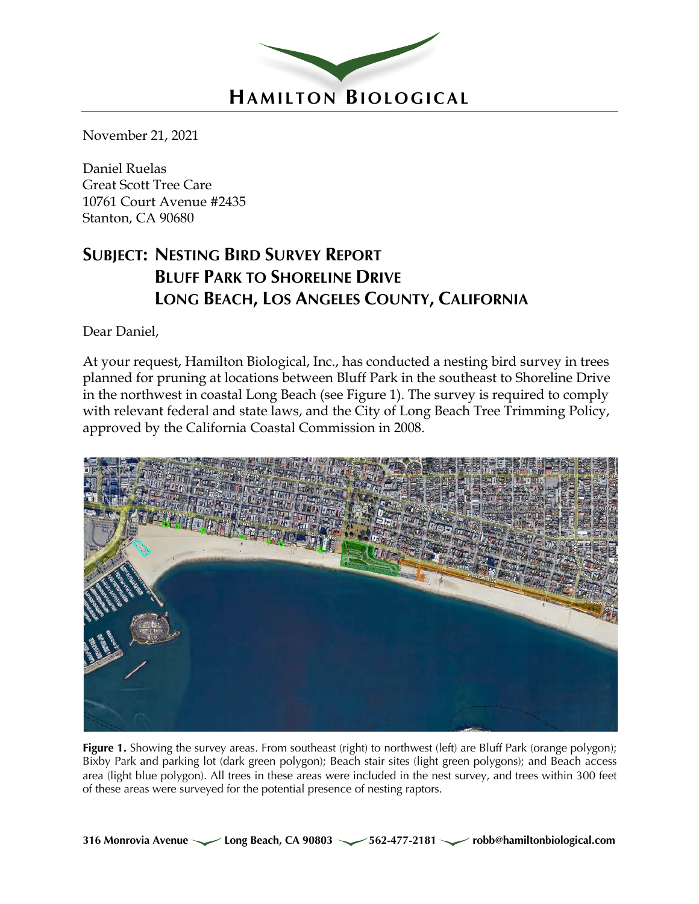# HAMILTON BIOLOGICAL

November 21, 2021

Daniel Ruelas
Great Scott Tree Care
10761 Court Avenue #2435
Stanton, CA 90680

## SUBJECT: NESTING BIRD SURVEY REPORT BLUFF PARK TO SHORELINE DRIVE LONG BEACH, LOS ANGELES COUNTY, CALIFORNIA

Dear Daniel,

At your request, Hamilton Biological, Inc., has conducted a nesting bird survey in trees planned for pruning at locations between Bluff Park in the southeast to Shoreline Drive in the northwest in coastal Long Beach (see Figure 1). The survey is required to comply with relevant federal and state laws, and the City of Long Beach Tree Trimming Policy, approved by the California Coastal Commission in 2008.

**Figure 1.** Showing the survey areas. From southeast (right) to northwest (left) are Bluff Park (orange polygon); Bixby Park and parking lot (dark green polygon); Beach stair sites (light green polygons); and Beach access area (light blue polygon). All trees in these areas were included in the nest survey, and trees within 300 feet of these areas were surveyed for the potential presence of nesting raptors.

316 Monrovia Avenue — Long Beach, CA 90803 — 562-477-2181 — robb@hamiltonbiological.com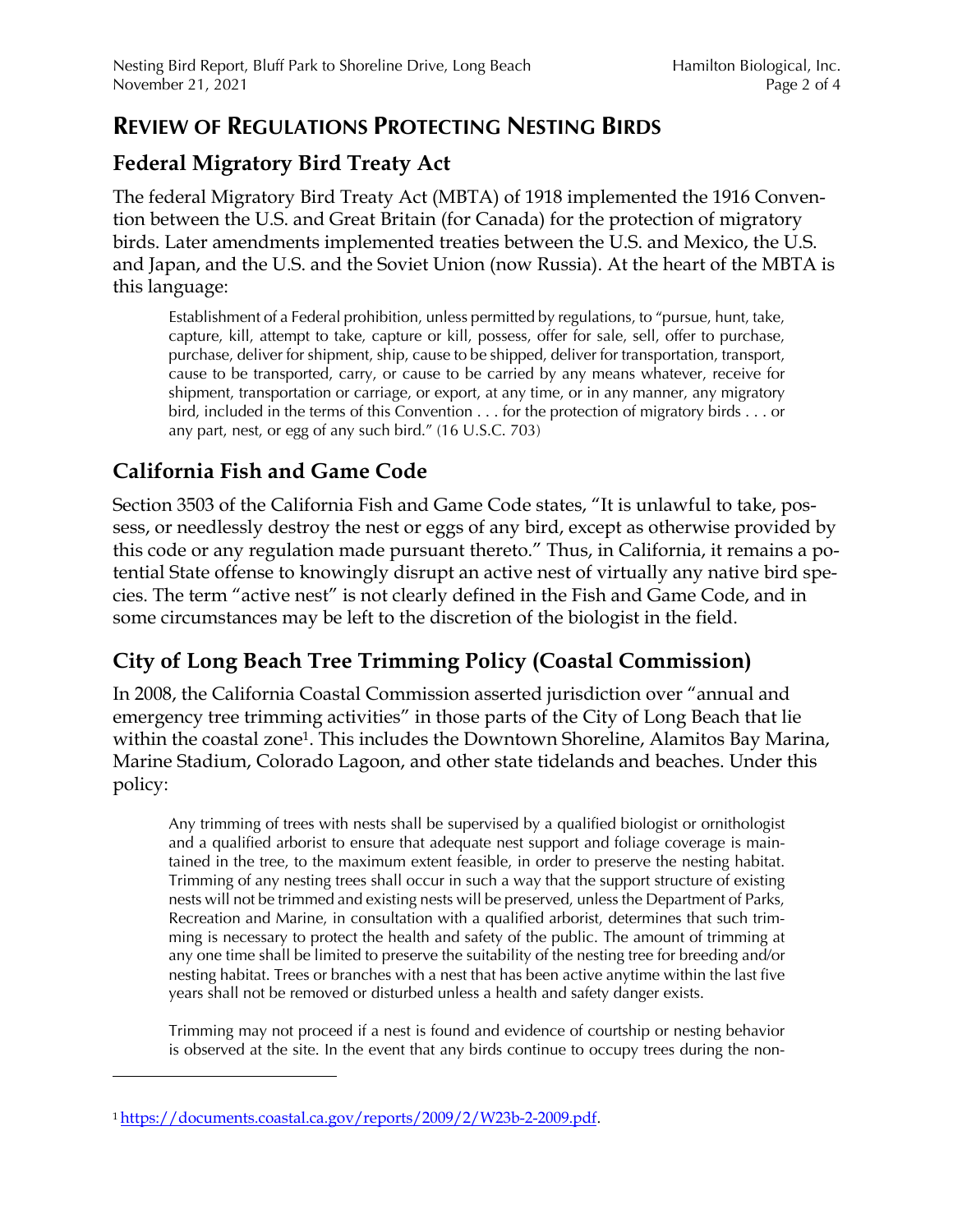# Review of Regulations Protecting Nesting Birds

## Federal Migratory Bird Treaty Act

The federal Migratory Bird Treaty Act (MBTA) of 1918 implemented the 1916 Convention between the U.S. and Great Britain (for Canada) for the protection of migratory birds. Later amendments implemented treaties between the U.S. and Mexico, the U.S. and Japan, and the U.S. and the Soviet Union (now Russia). At the heart of the MBTA is this language:

> Establishment of a Federal prohibition, unless permitted by regulations, to "pursue, hunt, take, capture, kill, attempt to take, capture or kill, possess, offer for sale, sell, offer to purchase, purchase, deliver for shipment, ship, cause to be shipped, deliver for transportation, transport, cause to be transported, carry, or cause to be carried by any means whatever, receive for shipment, transportation or carriage, or export, at any time, or in any manner, any migratory bird, included in the terms of this Convention . . . for the protection of migratory birds . . . or any part, nest, or egg of any such bird." (16 U.S.C. 703)

## California Fish and Game Code

Section 3503 of the California Fish and Game Code states, "It is unlawful to take, possess, or needlessly destroy the nest or eggs of any bird, except as otherwise provided by this code or any regulation made pursuant thereto." Thus, in California, it remains a potential State offense to knowingly disrupt an active nest of virtually any native bird species. The term "active nest" is not clearly defined in the Fish and Game Code, and in some circumstances may be left to the discretion of the biologist in the field.

## City of Long Beach Tree Trimming Policy (Coastal Commission)

In 2008, the California Coastal Commission asserted jurisdiction over "annual and emergency tree trimming activities" in those parts of the City of Long Beach that lie within the coastal zone[1]. This includes the Downtown Shoreline, Alamitos Bay Marina, Marine Stadium, Colorado Lagoon, and other state tidelands and beaches. Under this policy:

> Any trimming of trees with nests shall be supervised by a qualified biologist or ornithologist and a qualified arborist to ensure that adequate nest support and foliage coverage is maintained in the tree, to the maximum extent feasible, in order to preserve the nesting habitat. Trimming of any nesting trees shall occur in such a way that the support structure of existing nests will not be trimmed and existing nests will be preserved, unless the Department of Parks, Recreation and Marine, in consultation with a qualified arborist, determines that such trimming is necessary to protect the health and safety of the public. The amount of trimming at any one time shall be limited to preserve the suitability of the nesting tree for breeding and/or nesting habitat. Trees or branches with a nest that has been active anytime within the last five years shall not be removed or disturbed unless a health and safety danger exists.
>
> Trimming may not proceed if a nest is found and evidence of courtship or nesting behavior is observed at the site. In the event that any birds continue to occupy trees during the non-

---

[1] https://documents.coastal.ca.gov/reports/2009/2/W23b-2-2009.pdf.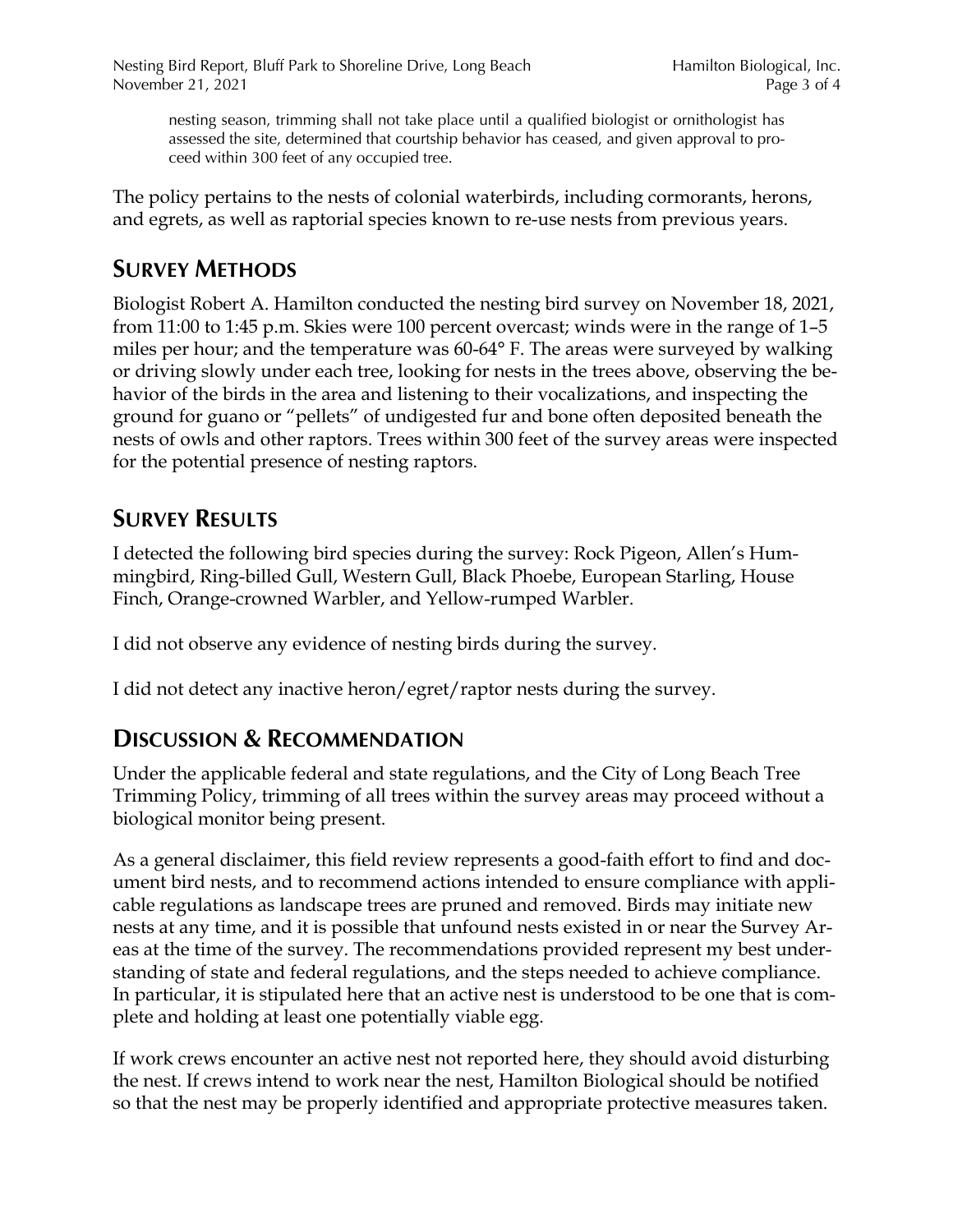nesting season, trimming shall not take place until a qualified biologist or ornithologist has assessed the site, determined that courtship behavior has ceased, and given approval to proceed within 300 feet of any occupied tree.

The policy pertains to the nests of colonial waterbirds, including cormorants, herons, and egrets, as well as raptorial species known to re-use nests from previous years.

## Survey Methods

Biologist Robert A. Hamilton conducted the nesting bird survey on November 18, 2021, from 11:00 to 1:45 p.m. Skies were 100 percent overcast; winds were in the range of 1–5 miles per hour; and the temperature was 60-64° F. The areas were surveyed by walking or driving slowly under each tree, looking for nests in the trees above, observing the behavior of the birds in the area and listening to their vocalizations, and inspecting the ground for guano or "pellets" of undigested fur and bone often deposited beneath the nests of owls and other raptors. Trees within 300 feet of the survey areas were inspected for the potential presence of nesting raptors.

## Survey Results

I detected the following bird species during the survey: Rock Pigeon, Allen's Hummingbird, Ring-billed Gull, Western Gull, Black Phoebe, European Starling, House Finch, Orange-crowned Warbler, and Yellow-rumped Warbler.

I did not observe any evidence of nesting birds during the survey.

I did not detect any inactive heron/egret/raptor nests during the survey.

## Discussion & Recommendation

Under the applicable federal and state regulations, and the City of Long Beach Tree Trimming Policy, trimming of all trees within the survey areas may proceed without a biological monitor being present.

As a general disclaimer, this field review represents a good-faith effort to find and document bird nests, and to recommend actions intended to ensure compliance with applicable regulations as landscape trees are pruned and removed. Birds may initiate new nests at any time, and it is possible that unfound nests existed in or near the Survey Areas at the time of the survey. The recommendations provided represent my best understanding of state and federal regulations, and the steps needed to achieve compliance. In particular, it is stipulated here that an active nest is understood to be one that is complete and holding at least one potentially viable egg.

If work crews encounter an active nest not reported here, they should avoid disturbing the nest. If crews intend to work near the nest, Hamilton Biological should be notified so that the nest may be properly identified and appropriate protective measures taken.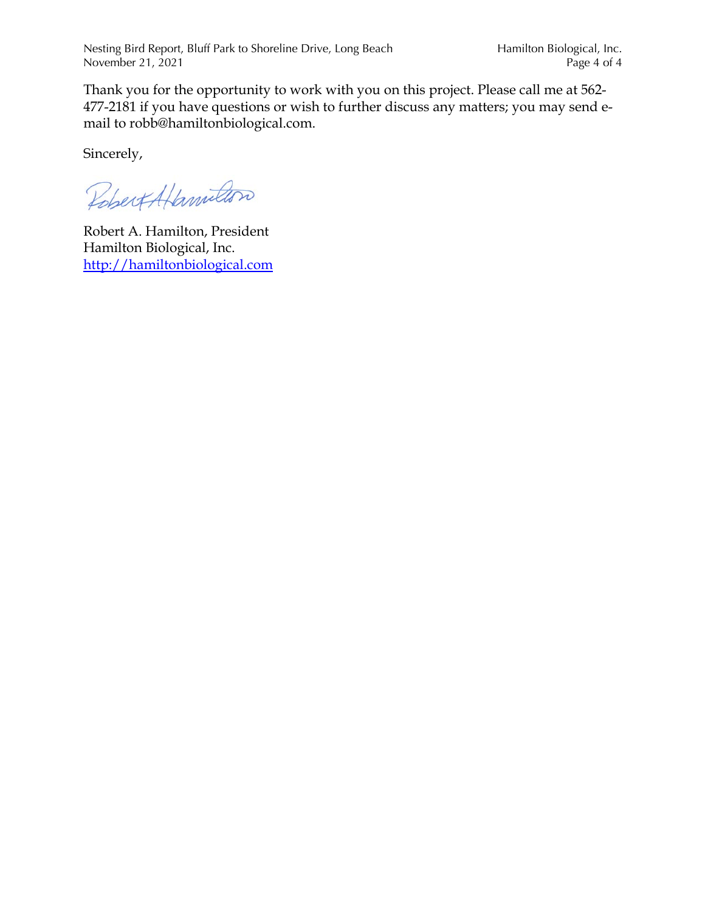Thank you for the opportunity to work with you on this project. Please call me at 562-477-2181 if you have questions or wish to further discuss any matters; you may send e-mail to robb@hamiltonbiological.com.

Sincerely,

Robert A. Hamilton, President
Hamilton Biological, Inc.
http://hamiltonbiological.com